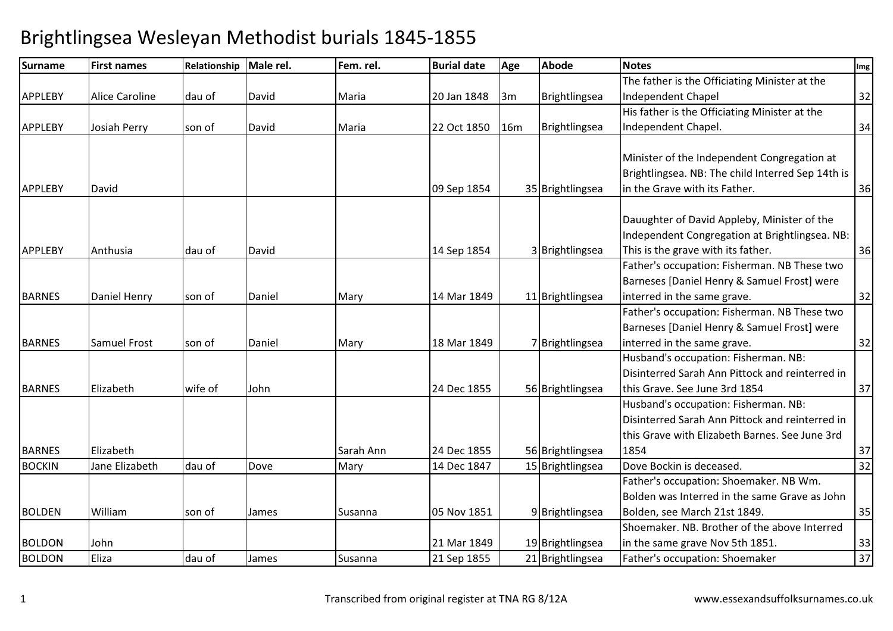# Brightlingsea Wesleyan Methodist burials 1845-1855

| Surname | First names | Relationship | Male rel. | Fem. rel. | Burial date | Age | Abode | Notes | Img |
|---|---|---|---|---|---|---|---|---|---|
| APPLEBY | Alice Caroline | dau of | David | Maria | 20 Jan 1848 | 3m | Brightlingsea | The father is the Officiating Minister at the Independent Chapel | 32 |
| APPLEBY | Josiah Perry | son of | David | Maria | 22 Oct 1850 | 16m | Brightlingsea | His father is the Officiating Minister at the Independent Chapel. | 34 |
| APPLEBY | David | | | | 09 Sep 1854 | 35 | Brightlingsea | Minister of the Independent Congregation at Brightlingsea. NB: The child Interred Sep 14th is in the Grave with its Father. | 36 |
| APPLEBY | Anthusia | dau of | David | | 14 Sep 1854 | 3 | Brightlingsea | Dauughter of David Appleby, Minister of the Independent Congregation at Brightlingsea. NB: This is the grave with its father. | 36 |
| BARNES | Daniel Henry | son of | Daniel | Mary | 14 Mar 1849 | 11 | Brightlingsea | Father's occupation: Fisherman. NB These two Barneses [Daniel Henry & Samuel Frost] were interred in the same grave. | 32 |
| BARNES | Samuel Frost | son of | Daniel | Mary | 18 Mar 1849 | 7 | Brightlingsea | Father's occupation: Fisherman. NB These two Barneses [Daniel Henry & Samuel Frost] were interred in the same grave. | 32 |
| BARNES | Elizabeth | wife of | John | | 24 Dec 1855 | 56 | Brightlingsea | Husband's occupation: Fisherman. NB: Disinterred Sarah Ann Pittock and reinterred in this Grave. See June 3rd 1854 | 37 |
| BARNES | Elizabeth | | | Sarah Ann | 24 Dec 1855 | 56 | Brightlingsea | Husband's occupation: Fisherman. NB: Disinterred Sarah Ann Pittock and reinterred in this Grave with Elizabeth Barnes. See June 3rd 1854 | 37 |
| BOCKIN | Jane Elizabeth | dau of | Dove | Mary | 14 Dec 1847 | 15 | Brightlingsea | Dove Bockin is deceased. | 32 |
| BOLDEN | William | son of | James | Susanna | 05 Nov 1851 | 9 | Brightlingsea | Father's occupation: Shoemaker. NB Wm. Bolden was Interred in the same Grave as John Bolden, see March 21st 1849. | 35 |
| BOLDON | John | | | | 21 Mar 1849 | 19 | Brightlingsea | Shoemaker. NB. Brother of the above Interred in the same grave Nov 5th 1851. | 33 |
| BOLDON | Eliza | dau of | James | Susanna | 21 Sep 1855 | 21 | Brightlingsea | Father's occupation: Shoemaker | 37 |

Transcribed from original register at TNA RG 8/12A

www.essexandsuffolksurnames.co.uk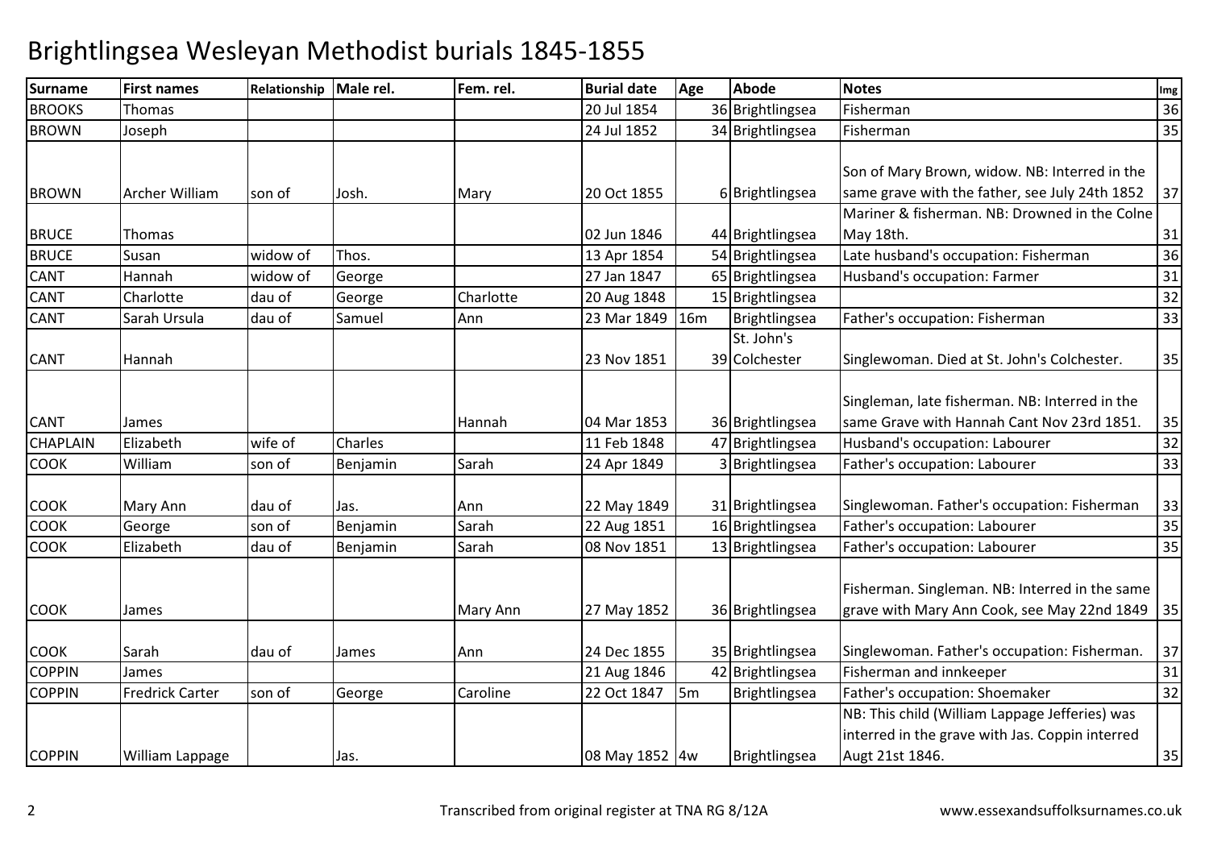# Brightlingsea Wesleyan Methodist burials 1845-1855

| Surname | First names | Relationship | Male rel. | Fem. rel. | Burial date | Age | Abode | Notes | Img |
|---|---|---|---|---|---|---|---|---|---|
| BROOKS | Thomas | | | | 20 Jul 1854 | 36 | Brightlingsea | Fisherman | 36 |
| BROWN | Joseph | | | | 24 Jul 1852 | 34 | Brightlingsea | Fisherman | 35 |
| BROWN | Archer William | son of | Josh. | Mary | 20 Oct 1855 | 6 | Brightlingsea | Son of Mary Brown, widow. NB: Interred in the same grave with the father, see July 24th 1852 | 37 |
| BRUCE | Thomas | | | | 02 Jun 1846 | 44 | Brightlingsea | Mariner & fisherman. NB: Drowned in the Colne May 18th. | 31 |
| BRUCE | Susan | widow of | Thos. | | 13 Apr 1854 | 54 | Brightlingsea | Late husband's occupation: Fisherman | 36 |
| CANT | Hannah | widow of | George | | 27 Jan 1847 | 65 | Brightlingsea | Husband's occupation: Farmer | 31 |
| CANT | Charlotte | dau of | George | Charlotte | 20 Aug 1848 | 15 | Brightlingsea | | 32 |
| CANT | Sarah Ursula | dau of | Samuel | Ann | 23 Mar 1849 | 16m | Brightlingsea | Father's occupation: Fisherman | 33 |
| CANT | Hannah | | | | 23 Nov 1851 | 39 | St. John's Colchester | Singlewoman. Died at St. John's Colchester. | 35 |
| CANT | James | | | Hannah | 04 Mar 1853 | 36 | Brightlingsea | Singleman, late fisherman. NB: Interred in the same Grave with Hannah Cant Nov 23rd 1851. | 35 |
| CHAPLAIN | Elizabeth | wife of | Charles | | 11 Feb 1848 | 47 | Brightlingsea | Husband's occupation: Labourer | 32 |
| COOK | William | son of | Benjamin | Sarah | 24 Apr 1849 | 3 | Brightlingsea | Father's occupation: Labourer | 33 |
| COOK | Mary Ann | dau of | Jas. | Ann | 22 May 1849 | 31 | Brightlingsea | Singlewoman. Father's occupation: Fisherman | 33 |
| COOK | George | son of | Benjamin | Sarah | 22 Aug 1851 | 16 | Brightlingsea | Father's occupation: Labourer | 35 |
| COOK | Elizabeth | dau of | Benjamin | Sarah | 08 Nov 1851 | 13 | Brightlingsea | Father's occupation: Labourer | 35 |
| COOK | James | | | Mary Ann | 27 May 1852 | 36 | Brightlingsea | Fisherman. Singleman. NB: Interred in the same grave with Mary Ann Cook, see May 22nd 1849 | 35 |
| COOK | Sarah | dau of | James | Ann | 24 Dec 1855 | 35 | Brightlingsea | Singlewoman. Father's occupation: Fisherman. | 37 |
| COPPIN | James | | | | 21 Aug 1846 | 42 | Brightlingsea | Fisherman and innkeeper | 31 |
| COPPIN | Fredrick Carter | son of | George | Caroline | 22 Oct 1847 | 5m | Brightlingsea | Father's occupation: Shoemaker | 32 |
| COPPIN | William Lappage | | Jas. | | 08 May 1852 | 4w | Brightlingsea | NB: This child (William Lappage Jefferies) was interred in the grave with Jas. Coppin interred Augt 21st 1846. | 35 |

Transcribed from original register at TNA RG 8/12A

www.essexandsuffolksurnames.co.uk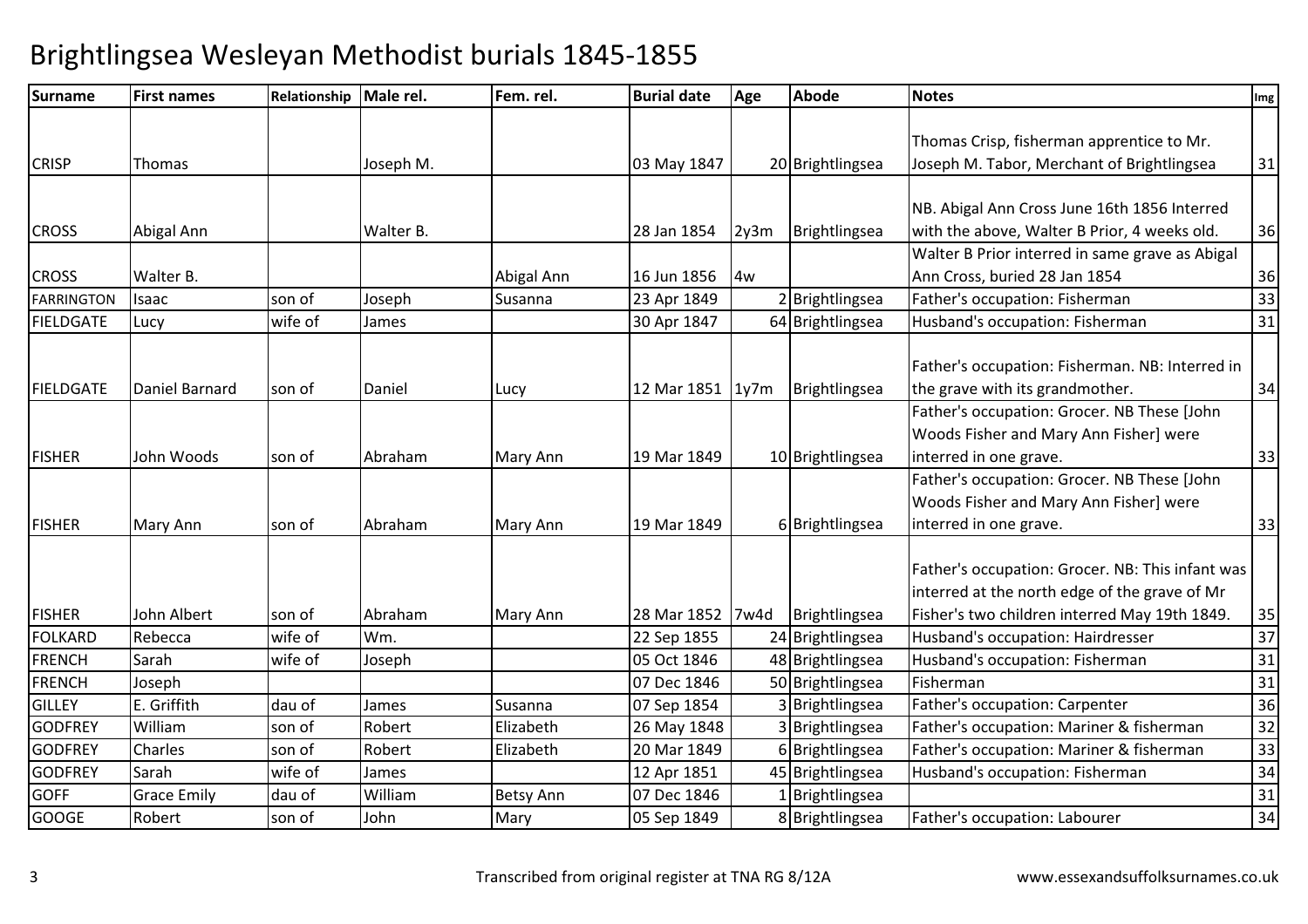# Brightlingsea Wesleyan Methodist burials 1845-1855

| Surname | First names | Relationship | Male rel. | Fem. rel. | Burial date | Age | Abode | Notes | Img |
|---|---|---|---|---|---|---|---|---|---|
| CRISP | Thomas | | Joseph M. | | 03 May 1847 | 20 | Brightlingsea | Thomas Crisp, fisherman apprentice to Mr. Joseph M. Tabor, Merchant of Brightlingsea | 31 |
| CROSS | Abigal Ann | | Walter B. | | 28 Jan 1854 | 2y3m | Brightlingsea | NB. Abigal Ann Cross June 16th 1856 Interred with the above, Walter B Prior, 4 weeks old. | 36 |
| CROSS | Walter B. | | | Abigal Ann | 16 Jun 1856 | 4w | | Walter B Prior interred in same grave as Abigal Ann Cross, buried 28 Jan 1854 | 36 |
| FARRINGTON | Isaac | son of | Joseph | Susanna | 23 Apr 1849 | 2 | Brightlingsea | Father's occupation: Fisherman | 33 |
| FIELDGATE | Lucy | wife of | James | | 30 Apr 1847 | 64 | Brightlingsea | Husband's occupation: Fisherman | 31 |
| FIELDGATE | Daniel Barnard | son of | Daniel | Lucy | 12 Mar 1851 | 1y7m | Brightlingsea | Father's occupation: Fisherman. NB: Interred in the grave with its grandmother. | 34 |
| FISHER | John Woods | son of | Abraham | Mary Ann | 19 Mar 1849 | 10 | Brightlingsea | Father's occupation: Grocer. NB These [John Woods Fisher and Mary Ann Fisher] were interred in one grave. | 33 |
| FISHER | Mary Ann | son of | Abraham | Mary Ann | 19 Mar 1849 | 6 | Brightlingsea | Father's occupation: Grocer. NB These [John Woods Fisher and Mary Ann Fisher] were interred in one grave. | 33 |
| FISHER | John Albert | son of | Abraham | Mary Ann | 28 Mar 1852 | 7w4d | Brightlingsea | Father's occupation: Grocer. NB: This infant was interred at the north edge of the grave of Mr Fisher's two children interred May 19th 1849. | 35 |
| FOLKARD | Rebecca | wife of | Wm. | | 22 Sep 1855 | 24 | Brightlingsea | Husband's occupation: Hairdresser | 37 |
| FRENCH | Sarah | wife of | Joseph | | 05 Oct 1846 | 48 | Brightlingsea | Husband's occupation: Fisherman | 31 |
| FRENCH | Joseph | | | | 07 Dec 1846 | 50 | Brightlingsea | Fisherman | 31 |
| GILLEY | E. Griffith | dau of | James | Susanna | 07 Sep 1854 | 3 | Brightlingsea | Father's occupation: Carpenter | 36 |
| GODFREY | William | son of | Robert | Elizabeth | 26 May 1848 | 3 | Brightlingsea | Father's occupation: Mariner & fisherman | 32 |
| GODFREY | Charles | son of | Robert | Elizabeth | 20 Mar 1849 | 6 | Brightlingsea | Father's occupation: Mariner & fisherman | 33 |
| GODFREY | Sarah | wife of | James | | 12 Apr 1851 | 45 | Brightlingsea | Husband's occupation: Fisherman | 34 |
| GOFF | Grace Emily | dau of | William | Betsy Ann | 07 Dec 1846 | 1 | Brightlingsea | | 31 |
| GOOGE | Robert | son of | John | Mary | 05 Sep 1849 | 8 | Brightlingsea | Father's occupation: Labourer | 34 |

Transcribed from original register at TNA RG 8/12A

www.essexandsuffolksurnames.co.uk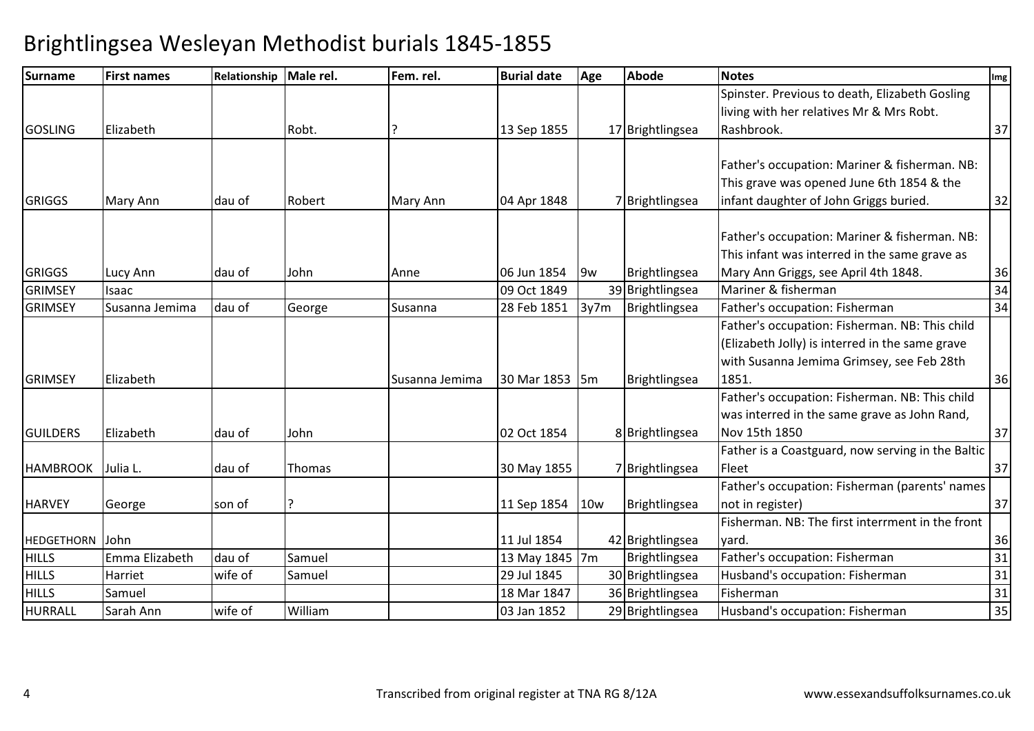# Brightlingsea Wesleyan Methodist burials 1845-1855

| Surname | First names | Relationship | Male rel. | Fem. rel. | Burial date | Age | Abode | Notes | Img |
|---|---|---|---|---|---|---|---|---|---|
| GOSLING | Elizabeth | | Robt. | ? | 13 Sep 1855 | 17 | Brightlingsea | Spinster. Previous to death, Elizabeth Gosling living with her relatives Mr & Mrs Robt. Rashbrook. | 37 |
| GRIGGS | Mary Ann | dau of | Robert | Mary Ann | 04 Apr 1848 | 7 | Brightlingsea | Father's occupation: Mariner & fisherman. NB: This grave was opened June 6th 1854 & the infant daughter of John Griggs buried. | 32 |
| GRIGGS | Lucy Ann | dau of | John | Anne | 06 Jun 1854 | 9w | Brightlingsea | Father's occupation: Mariner & fisherman. NB: This infant was interred in the same grave as Mary Ann Griggs, see April 4th 1848. | 36 |
| GRIMSEY | Isaac | | | | 09 Oct 1849 | 39 | Brightlingsea | Mariner & fisherman | 34 |
| GRIMSEY | Susanna Jemima | dau of | George | Susanna | 28 Feb 1851 | 3y7m | Brightlingsea | Father's occupation: Fisherman | 34 |
| GRIMSEY | Elizabeth | | | Susanna Jemima | 30 Mar 1853 | 5m | Brightlingsea | Father's occupation: Fisherman. NB: This child (Elizabeth Jolly) is interred in the same grave with Susanna Jemima Grimsey, see Feb 28th 1851. | 36 |
| GUILDERS | Elizabeth | dau of | John | | 02 Oct 1854 | 8 | Brightlingsea | Father's occupation: Fisherman. NB: This child was interred in the same grave as John Rand, Nov 15th 1850 | 37 |
| HAMBROOK | Julia L. | dau of | Thomas | | 30 May 1855 | 7 | Brightlingsea | Father is a Coastguard, now serving in the Baltic Fleet | 37 |
| HARVEY | George | son of | ? | | 11 Sep 1854 | 10w | Brightlingsea | Father's occupation: Fisherman (parents' names not in register) | 37 |
| HEDGETHORN | John | | | | 11 Jul 1854 | 42 | Brightlingsea | Fisherman. NB: The first interrment in the front yard. | 36 |
| HILLS | Emma Elizabeth | dau of | Samuel | | 13 May 1845 | 7m | Brightlingsea | Father's occupation: Fisherman | 31 |
| HILLS | Harriet | wife of | Samuel | | 29 Jul 1845 | 30 | Brightlingsea | Husband's occupation: Fisherman | 31 |
| HILLS | Samuel | | | | 18 Mar 1847 | 36 | Brightlingsea | Fisherman | 31 |
| HURRALL | Sarah Ann | wife of | William | | 03 Jan 1852 | 29 | Brightlingsea | Husband's occupation: Fisherman | 35 |

Transcribed from original register at TNA RG 8/12A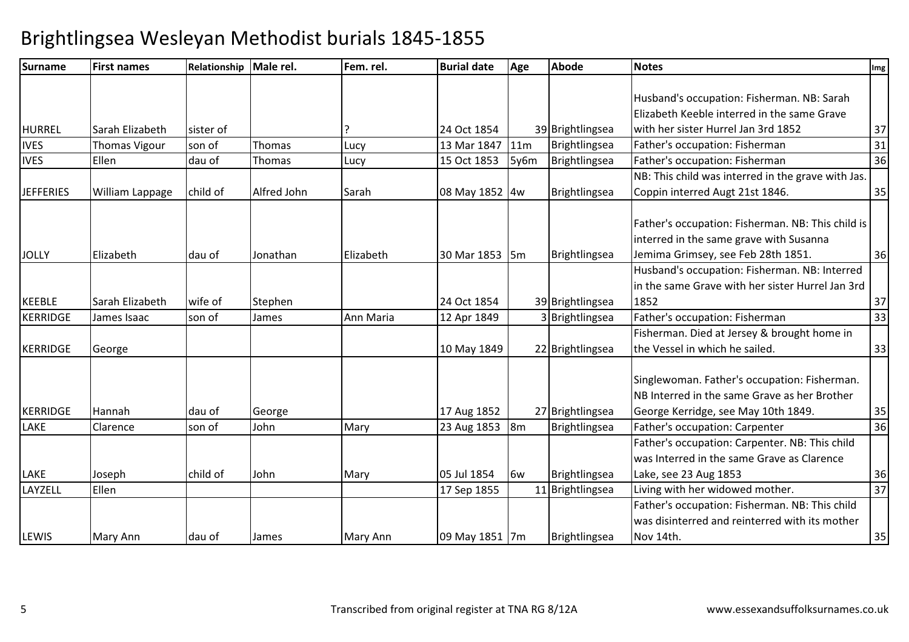# Brightlingsea Wesleyan Methodist burials 1845-1855

| Surname | First names | Relationship | Male rel. | Fem. rel. | Burial date | Age | Abode | Notes | Img |
|---|---|---|---|---|---|---|---|---|---|
| HURREL | Sarah Elizabeth | sister of | | ? | 24 Oct 1854 | 39 | Brightlingsea | Husband's occupation: Fisherman. NB: Sarah Elizabeth Keeble interred in the same Grave with her sister Hurrel Jan 3rd 1852 | 37 |
| IVES | Thomas Vigour | son of | Thomas | Lucy | 13 Mar 1847 | 11m | Brightlingsea | Father's occupation: Fisherman | 31 |
| IVES | Ellen | dau of | Thomas | Lucy | 15 Oct 1853 | 5y6m | Brightlingsea | Father's occupation: Fisherman | 36 |
| JEFFERIES | William Lappage | child of | Alfred John | Sarah | 08 May 1852 | 4w | Brightlingsea | NB: This child was interred in the grave with Jas. Coppin interred Augt 21st 1846. | 35 |
| JOLLY | Elizabeth | dau of | Jonathan | Elizabeth | 30 Mar 1853 | 5m | Brightlingsea | Father's occupation: Fisherman. NB: This child is interred in the same grave with Susanna Jemima Grimsey, see Feb 28th 1851. | 36 |
| KEEBLE | Sarah Elizabeth | wife of | Stephen | | 24 Oct 1854 | 39 | Brightlingsea | Husband's occupation: Fisherman. NB: Interred in the same Grave with her sister Hurrel Jan 3rd 1852 | 37 |
| KERRIDGE | James Isaac | son of | James | Ann Maria | 12 Apr 1849 | 3 | Brightlingsea | Father's occupation: Fisherman | 33 |
| KERRIDGE | George | | | | 10 May 1849 | 22 | Brightlingsea | Fisherman. Died at Jersey & brought home in the Vessel in which he sailed. | 33 |
| KERRIDGE | Hannah | dau of | George | | 17 Aug 1852 | 27 | Brightlingsea | Singlewoman. Father's occupation: Fisherman. NB Interred in the same Grave as her Brother George Kerridge, see May 10th 1849. | 35 |
| LAKE | Clarence | son of | John | Mary | 23 Aug 1853 | 8m | Brightlingsea | Father's occupation: Carpenter | 36 |
| LAKE | Joseph | child of | John | Mary | 05 Jul 1854 | 6w | Brightlingsea | Father's occupation: Carpenter. NB: This child was Interred in the same Grave as Clarence Lake, see 23 Aug 1853 | 36 |
| LAYZELL | Ellen | | | | 17 Sep 1855 | 11 | Brightlingsea | Living with her widowed mother. | 37 |
| LEWIS | Mary Ann | dau of | James | Mary Ann | 09 May 1851 | 7m | Brightlingsea | Father's occupation: Fisherman. NB: This child was disinterred and reinterred with its mother Nov 14th. | 35 |

Transcribed from original register at TNA RG 8/12A

www.essexandsuffolksurnames.co.uk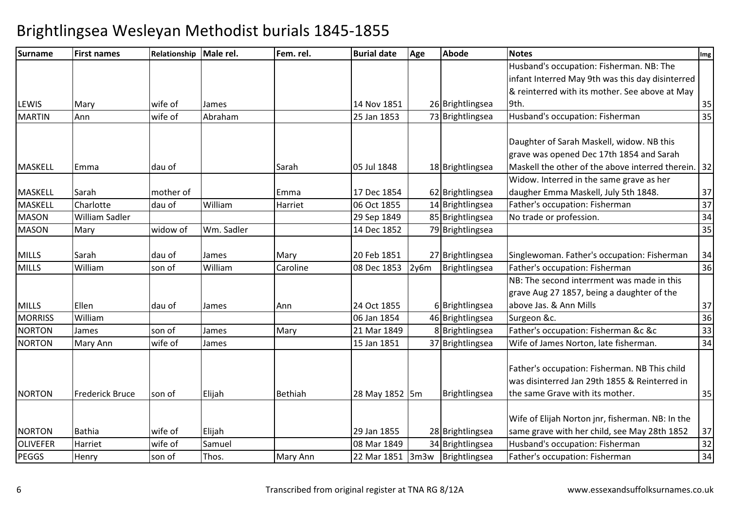# Brightlingsea Wesleyan Methodist burials 1845-1855

| Surname | First names | Relationship | Male rel. | Fem. rel. | Burial date | Age | Abode | Notes | Img |
|---|---|---|---|---|---|---|---|---|---|
| LEWIS | Mary | wife of | James | | 14 Nov 1851 | 26 | Brightlingsea | Husband's occupation: Fisherman. NB: The infant Interred May 9th was this day disinterred & reinterred with its mother. See above at May 9th. | 35 |
| MARTIN | Ann | wife of | Abraham | | 25 Jan 1853 | 73 | Brightlingsea | Husband's occupation: Fisherman | 35 |
| MASKELL | Emma | dau of | | Sarah | 05 Jul 1848 | 18 | Brightlingsea | Daughter of Sarah Maskell, widow. NB this grave was opened Dec 17th 1854 and Sarah Maskell the other of the above interred therein. | 32 |
| MASKELL | Sarah | mother of | | Emma | 17 Dec 1854 | 62 | Brightlingsea | Widow. Interred in the same grave as her daugher Emma Maskell, July 5th 1848. | 37 |
| MASKELL | Charlotte | dau of | William | Harriet | 06 Oct 1855 | 14 | Brightlingsea | Father's occupation: Fisherman | 37 |
| MASON | William Sadler | | | | 29 Sep 1849 | 85 | Brightlingsea | No trade or profession. | 34 |
| MASON | Mary | widow of | Wm. Sadler | | 14 Dec 1852 | 79 | Brightlingsea | | 35 |
| MILLS | Sarah | dau of | James | Mary | 20 Feb 1851 | 27 | Brightlingsea | Singlewoman. Father's occupation: Fisherman | 34 |
| MILLS | William | son of | William | Caroline | 08 Dec 1853 | 2y6m | Brightlingsea | Father's occupation: Fisherman | 36 |
| MILLS | Ellen | dau of | James | Ann | 24 Oct 1855 | 6 | Brightlingsea | NB: The second interrment was made in this grave Aug 27 1857, being a daughter of the above Jas. & Ann Mills | 37 |
| MORRISS | William | | | | 06 Jan 1854 | 46 | Brightlingsea | Surgeon &c. | 36 |
| NORTON | James | son of | James | Mary | 21 Mar 1849 | 8 | Brightlingsea | Father's occupation: Fisherman &c &c | 33 |
| NORTON | Mary Ann | wife of | James | | 15 Jan 1851 | 37 | Brightlingsea | Wife of James Norton, late fisherman. | 34 |
| NORTON | Frederick Bruce | son of | Elijah | Bethiah | 28 May 1852 | 5m | Brightlingsea | Father's occupation: Fisherman. NB This child was disinterred Jan 29th 1855 & Reinterred in the same Grave with its mother. | 35 |
| NORTON | Bathia | wife of | Elijah | | 29 Jan 1855 | 28 | Brightlingsea | Wife of Elijah Norton jnr, fisherman. NB: In the same grave with her child, see May 28th 1852 | 37 |
| OLIVEFER | Harriet | wife of | Samuel | | 08 Mar 1849 | 34 | Brightlingsea | Husband's occupation: Fisherman | 32 |
| PEGGS | Henry | son of | Thos. | Mary Ann | 22 Mar 1851 | 3m3w | Brightlingsea | Father's occupation: Fisherman | 34 |

Transcribed from original register at TNA RG 8/12A

www.essexandsuffolksurnames.co.uk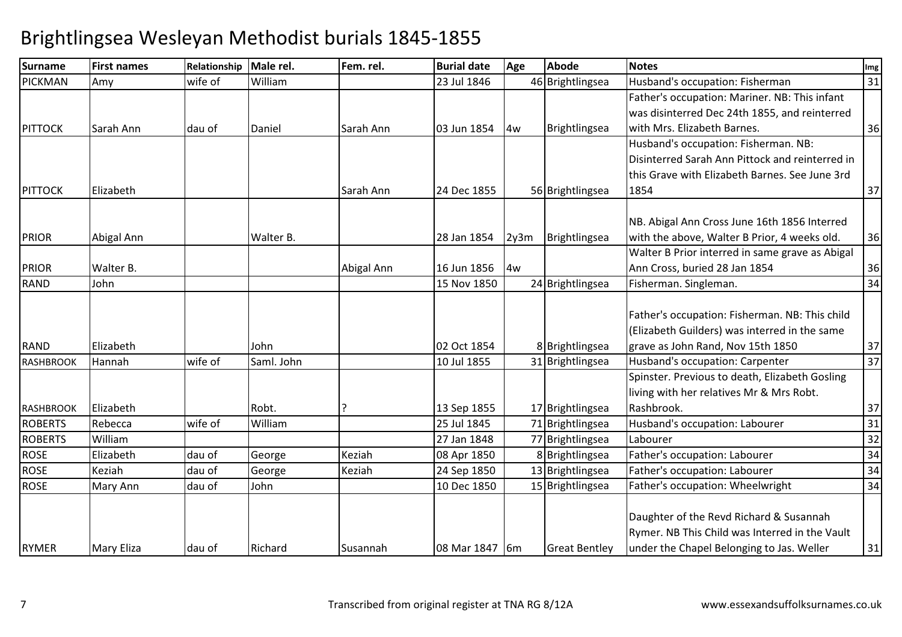# Brightlingsea Wesleyan Methodist burials 1845-1855

| Surname | First names | Relationship | Male rel. | Fem. rel. | Burial date | Age | Abode | Notes | Img |
|---|---|---|---|---|---|---|---|---|---|
| PICKMAN | Amy | wife of | William | | 23 Jul 1846 | 46 | Brightlingsea | Husband's occupation: Fisherman | 31 |
| PITTOCK | Sarah Ann | dau of | Daniel | Sarah Ann | 03 Jun 1854 | 4w | Brightlingsea | Father's occupation: Mariner. NB: This infant was disinterred Dec 24th 1855, and reinterred with Mrs. Elizabeth Barnes. | 36 |
| PITTOCK | Elizabeth | | | Sarah Ann | 24 Dec 1855 | 56 | Brightlingsea | Husband's occupation: Fisherman. NB: Disinterred Sarah Ann Pittock and reinterred in this Grave with Elizabeth Barnes. See June 3rd 1854 | 37 |
| PRIOR | Abigal Ann | | Walter B. | | 28 Jan 1854 | 2y3m | Brightlingsea | NB. Abigal Ann Cross June 16th 1856 Interred with the above, Walter B Prior, 4 weeks old. | 36 |
| PRIOR | Walter B. | | | Abigal Ann | 16 Jun 1856 | 4w | | Walter B Prior interred in same grave as Abigal Ann Cross, buried 28 Jan 1854 | 36 |
| RAND | John | | | | 15 Nov 1850 | 24 | Brightlingsea | Fisherman. Singleman. | 34 |
| RAND | Elizabeth | | John | | 02 Oct 1854 | 8 | Brightlingsea | Father's occupation: Fisherman. NB: This child (Elizabeth Guilders) was interred in the same grave as John Rand, Nov 15th 1850 | 37 |
| RASHBROOK | Hannah | wife of | Saml. John | | 10 Jul 1855 | 31 | Brightlingsea | Husband's occupation: Carpenter | 37 |
| RASHBROOK | Elizabeth | | Robt. | ? | 13 Sep 1855 | 17 | Brightlingsea | Spinster. Previous to death, Elizabeth Gosling living with her relatives Mr & Mrs Robt. Rashbrook. | 37 |
| ROBERTS | Rebecca | wife of | William | | 25 Jul 1845 | 71 | Brightlingsea | Husband's occupation: Labourer | 31 |
| ROBERTS | William | | | | 27 Jan 1848 | 77 | Brightlingsea | Labourer | 32 |
| ROSE | Elizabeth | dau of | George | Keziah | 08 Apr 1850 | 8 | Brightlingsea | Father's occupation: Labourer | 34 |
| ROSE | Keziah | dau of | George | Keziah | 24 Sep 1850 | 13 | Brightlingsea | Father's occupation: Labourer | 34 |
| ROSE | Mary Ann | dau of | John | | 10 Dec 1850 | 15 | Brightlingsea | Father's occupation: Wheelwright | 34 |
| RYMER | Mary Eliza | dau of | Richard | Susannah | 08 Mar 1847 | 6m | Great Bentley | Daughter of the Revd Richard & Susannah Rymer. NB This Child was Interred in the Vault under the Chapel Belonging to Jas. Weller | 31 |

Transcribed from original register at TNA RG 8/12A

www.essexandsuffolksurnames.co.uk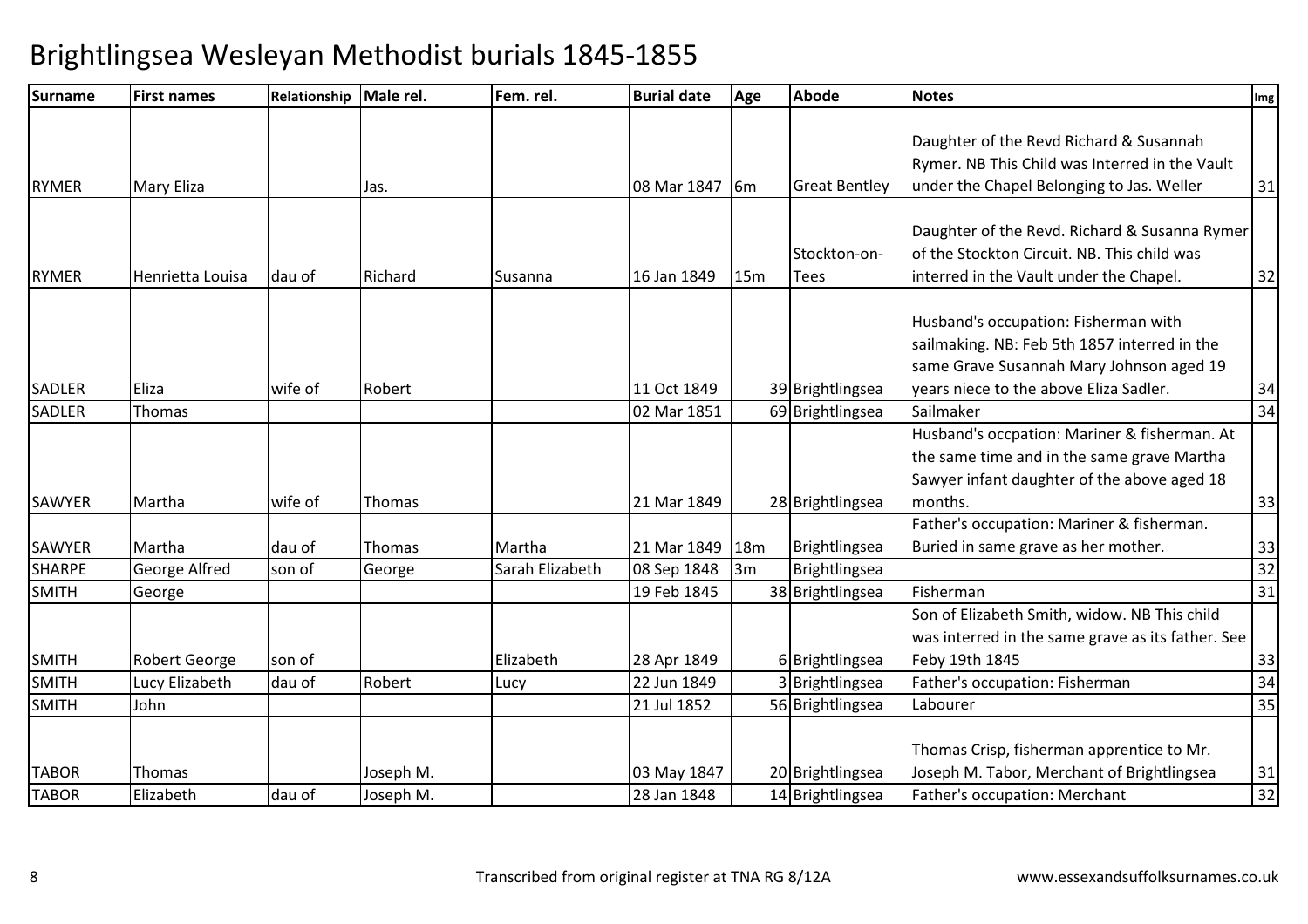# Brightlingsea Wesleyan Methodist burials 1845-1855

| Surname | First names | Relationship | Male rel. | Fem. rel. | Burial date | Age | Abode | Notes | Img |
|---|---|---|---|---|---|---|---|---|---|
| RYMER | Mary Eliza | | Jas. | | 08 Mar 1847 | 6m | Great Bentley | Daughter of the Revd Richard & Susannah Rymer. NB This Child was Interred in the Vault under the Chapel Belonging to Jas. Weller | 31 |
| RYMER | Henrietta Louisa | dau of | Richard | Susanna | 16 Jan 1849 | 15m | Stockton-on-Tees | Daughter of the Revd. Richard & Susanna Rymer of the Stockton Circuit. NB. This child was interred in the Vault under the Chapel. | 32 |
| SADLER | Eliza | wife of | Robert | | 11 Oct 1849 | 39 | Brightlingsea | Husband's occupation: Fisherman with sailmaking. NB: Feb 5th 1857 interred in the same Grave Susannah Mary Johnson aged 19 years niece to the above Eliza Sadler. | 34 |
| SADLER | Thomas | | | | 02 Mar 1851 | 69 | Brightlingsea | Sailmaker | 34 |
| SAWYER | Martha | wife of | Thomas | | 21 Mar 1849 | 28 | Brightlingsea | Husband's occpation: Mariner & fisherman. At the same time and in the same grave Martha Sawyer infant daughter of the above aged 18 months. | 33 |
| SAWYER | Martha | dau of | Thomas | Martha | 21 Mar 1849 | 18m | Brightlingsea | Father's occupation: Mariner & fisherman. Buried in same grave as her mother. | 33 |
| SHARPE | George Alfred | son of | George | Sarah Elizabeth | 08 Sep 1848 | 3m | Brightlingsea | | 32 |
| SMITH | George | | | | 19 Feb 1845 | 38 | Brightlingsea | Fisherman | 31 |
| SMITH | Robert George | son of | | Elizabeth | 28 Apr 1849 | 6 | Brightlingsea | Son of Elizabeth Smith, widow. NB This child was interred in the same grave as its father. See Feby 19th 1845 | 33 |
| SMITH | Lucy Elizabeth | dau of | Robert | Lucy | 22 Jun 1849 | 3 | Brightlingsea | Father's occupation: Fisherman | 34 |
| SMITH | John | | | | 21 Jul 1852 | 56 | Brightlingsea | Labourer | 35 |
| TABOR | Thomas | | Joseph M. | | 03 May 1847 | 20 | Brightlingsea | Thomas Crisp, fisherman apprentice to Mr. Joseph M. Tabor, Merchant of Brightlingsea | 31 |
| TABOR | Elizabeth | dau of | Joseph M. | | 28 Jan 1848 | 14 | Brightlingsea | Father's occupation: Merchant | 32 |

Transcribed from original register at TNA RG 8/12A

www.essexandsuffolksurnames.co.uk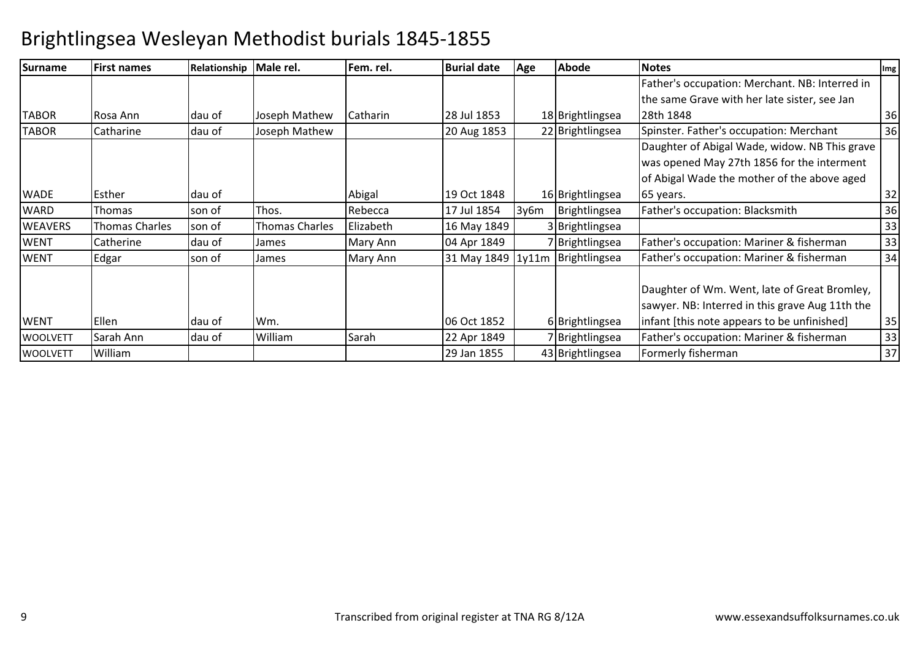# Brightlingsea Wesleyan Methodist burials 1845-1855

| Surname | First names | Relationship | Male rel. | Fem. rel. | Burial date | Age | Abode | Notes | Img |
|---|---|---|---|---|---|---|---|---|---|
| TABOR | Rosa Ann | dau of | Joseph Mathew | Catharin | 28 Jul 1853 | 18 | Brightlingsea | Father's occupation: Merchant. NB: Interred in the same Grave with her late sister, see Jan 28th 1848 | 36 |
| TABOR | Catharine | dau of | Joseph Mathew | | 20 Aug 1853 | 22 | Brightlingsea | Spinster. Father's occupation: Merchant | 36 |
| WADE | Esther | dau of | | Abigal | 19 Oct 1848 | 16 | Brightlingsea | Daughter of Abigal Wade, widow. NB This grave was opened May 27th 1856 for the interment of Abigal Wade the mother of the above aged 65 years. | 32 |
| WARD | Thomas | son of | Thos. | Rebecca | 17 Jul 1854 | 3y6m | Brightlingsea | Father's occupation: Blacksmith | 36 |
| WEAVERS | Thomas Charles | son of | Thomas Charles | Elizabeth | 16 May 1849 | 3 | Brightlingsea | | 33 |
| WENT | Catherine | dau of | James | Mary Ann | 04 Apr 1849 | 7 | Brightlingsea | Father's occupation: Mariner & fisherman | 33 |
| WENT | Edgar | son of | James | Mary Ann | 31 May 1849 | 1y11m | Brightlingsea | Father's occupation: Mariner & fisherman | 34 |
| WENT | Ellen | dau of | Wm. | | 06 Oct 1852 | 6 | Brightlingsea | Daughter of Wm. Went, late of Great Bromley, sawyer. NB: Interred in this grave Aug 11th the infant [this note appears to be unfinished] | 35 |
| WOOLVETT | Sarah Ann | dau of | William | Sarah | 22 Apr 1849 | 7 | Brightlingsea | Father's occupation: Mariner & fisherman | 33 |
| WOOLVETT | William | | | | 29 Jan 1855 | 43 | Brightlingsea | Formerly fisherman | 37 |

Transcribed from original register at TNA RG 8/12A

www.essexandsuffolksurnames.co.uk